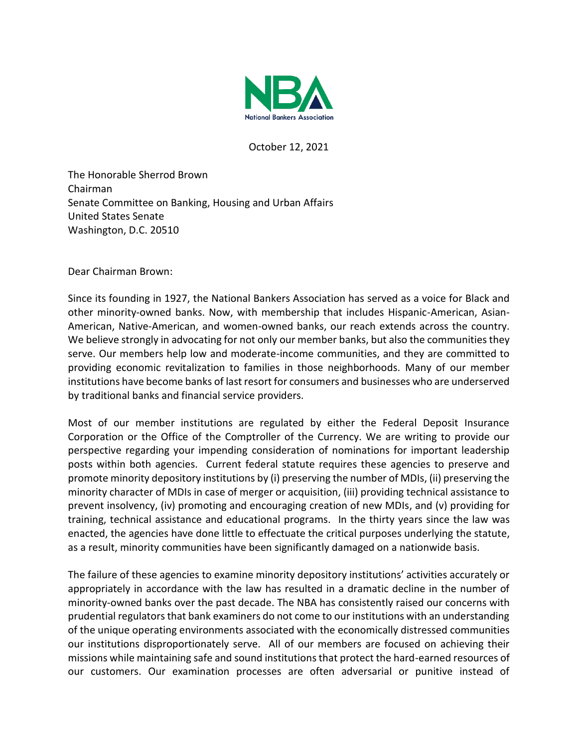NBA
National Bankers Association

October 12, 2021

The Honorable Sherrod Brown
Chairman
Senate Committee on Banking, Housing and Urban Affairs
United States Senate
Washington, D.C. 20510

Dear Chairman Brown:

Since its founding in 1927, the National Bankers Association has served as a voice for Black and other minority-owned banks. Now, with membership that includes Hispanic-American, Asian-American, Native-American, and women-owned banks, our reach extends across the country. We believe strongly in advocating for not only our member banks, but also the communities they serve. Our members help low and moderate-income communities, and they are committed to providing economic revitalization to families in those neighborhoods. Many of our member institutions have become banks of last resort for consumers and businesses who are underserved by traditional banks and financial service providers.

Most of our member institutions are regulated by either the Federal Deposit Insurance Corporation or the Office of the Comptroller of the Currency. We are writing to provide our perspective regarding your impending consideration of nominations for important leadership posts within both agencies. Current federal statute requires these agencies to preserve and promote minority depository institutions by (i) preserving the number of MDIs, (ii) preserving the minority character of MDIs in case of merger or acquisition, (iii) providing technical assistance to prevent insolvency, (iv) promoting and encouraging creation of new MDIs, and (v) providing for training, technical assistance and educational programs. In the thirty years since the law was enacted, the agencies have done little to effectuate the critical purposes underlying the statute, as a result, minority communities have been significantly damaged on a nationwide basis.

The failure of these agencies to examine minority depository institutions' activities accurately or appropriately in accordance with the law has resulted in a dramatic decline in the number of minority-owned banks over the past decade. The NBA has consistently raised our concerns with prudential regulators that bank examiners do not come to our institutions with an understanding of the unique operating environments associated with the economically distressed communities our institutions disproportionately serve. All of our members are focused on achieving their missions while maintaining safe and sound institutions that protect the hard-earned resources of our customers. Our examination processes are often adversarial or punitive instead of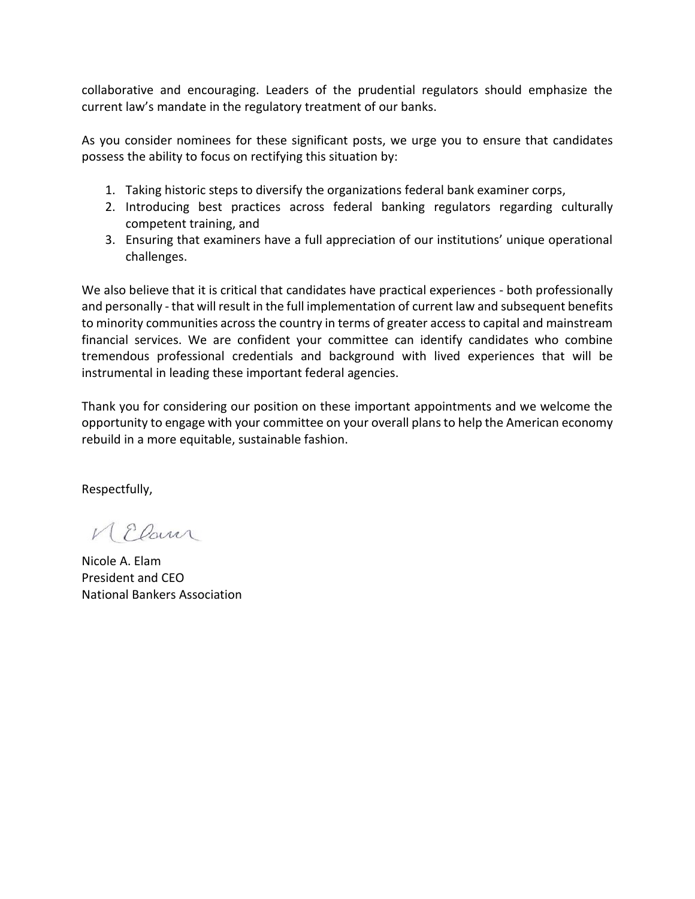collaborative and encouraging. Leaders of the prudential regulators should emphasize the current law's mandate in the regulatory treatment of our banks.

As you consider nominees for these significant posts, we urge you to ensure that candidates possess the ability to focus on rectifying this situation by:

1. Taking historic steps to diversify the organizations federal bank examiner corps,
2. Introducing best practices across federal banking regulators regarding culturally competent training, and
3. Ensuring that examiners have a full appreciation of our institutions' unique operational challenges.

We also believe that it is critical that candidates have practical experiences - both professionally and personally - that will result in the full implementation of current law and subsequent benefits to minority communities across the country in terms of greater access to capital and mainstream financial services. We are confident your committee can identify candidates who combine tremendous professional credentials and background with lived experiences that will be instrumental in leading these important federal agencies.

Thank you for considering our position on these important appointments and we welcome the opportunity to engage with your committee on your overall plans to help the American economy rebuild in a more equitable, sustainable fashion.

Respectfully,

N Elam

Nicole A. Elam
President and CEO
National Bankers Association